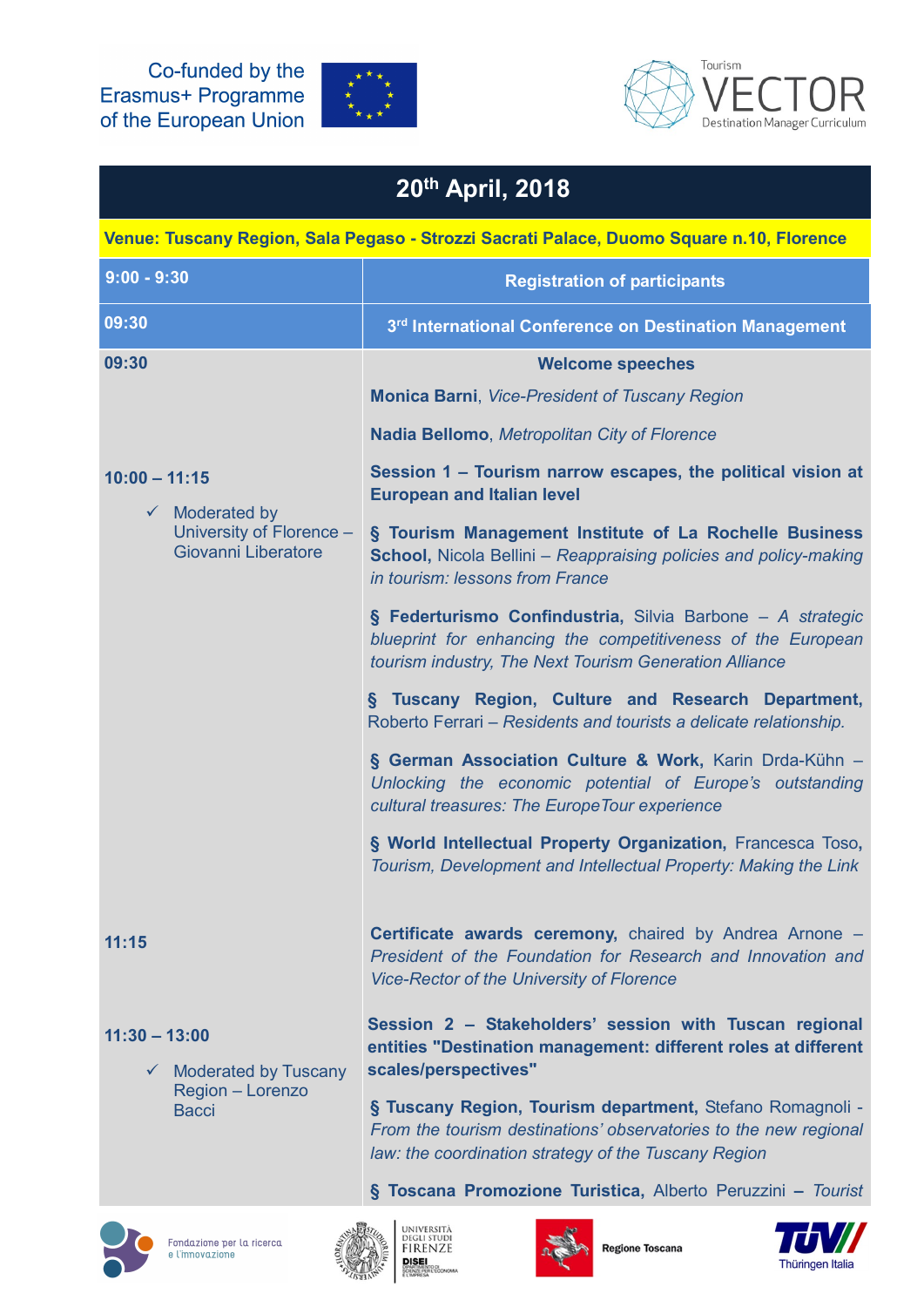Co-funded by the Erasmus+ Programme of the European Union

Tourism VECTOR Destination Manager Curriculum

# 20th April, 2018

**Venue: Tuscany Region, Sala Pegaso - Strozzi Sacrati Palace, Duomo Square n.10, Florence**

| | |
|---|---|
| **9:00 - 9:30** | **Registration of participants** |
| **09:30** | **3rd International Conference on Destination Management** |
| **09:30** | **Welcome speeches**<br><br>**Monica Barni**, *Vice-President of Tuscany Region*<br><br>**Nadia Bellomo**, *Metropolitan City of Florence* |
| **10:00 – 11:15**<br><br>✓ Moderated by University of Florence – Giovanni Liberatore | **Session 1 – Tourism narrow escapes, the political vision at European and Italian level**<br><br>§ **Tourism Management Institute of La Rochelle Business School,** Nicola Bellini – *Reappraising policies and policy-making in tourism: lessons from France*<br><br>§ **Federturismo Confindustria,** Silvia Barbone – *A strategic blueprint for enhancing the competitiveness of the European tourism industry, The Next Tourism Generation Alliance*<br><br>§ **Tuscany Region, Culture and Research Department,** Roberto Ferrari – *Residents and tourists a delicate relationship.*<br><br>§ **German Association Culture & Work,** Karin Drda-Kühn – *Unlocking the economic potential of Europe's outstanding cultural treasures: The EuropeTour experience*<br><br>§ **World Intellectual Property Organization,** Francesca Toso, *Tourism, Development and Intellectual Property: Making the Link* |
| **11:15** | **Certificate awards ceremony,** chaired by Andrea Arnone – *President of the Foundation for Research and Innovation and Vice-Rector of the University of Florence* |
| **11:30 – 13:00**<br><br>✓ Moderated by Tuscany Region – Lorenzo Bacci | **Session 2 – Stakeholders' session with Tuscan regional entities "Destination management: different roles at different scales/perspectives"**<br><br>§ **Tuscany Region, Tourism department,** Stefano Romagnoli - *From the tourism destinations' observatories to the new regional law: the coordination strategy of the Tuscany Region*<br><br>§ **Toscana Promozione Turistica,** Alberto Peruzzini **–** *Tourist* |

Fondazione per la ricerca e l'innovazione

Università degli Studi Firenze – DISEI Dipartimento di Scienze per l'Economia e l'Impresa

Regione Toscana

TÜV Thüringen Italia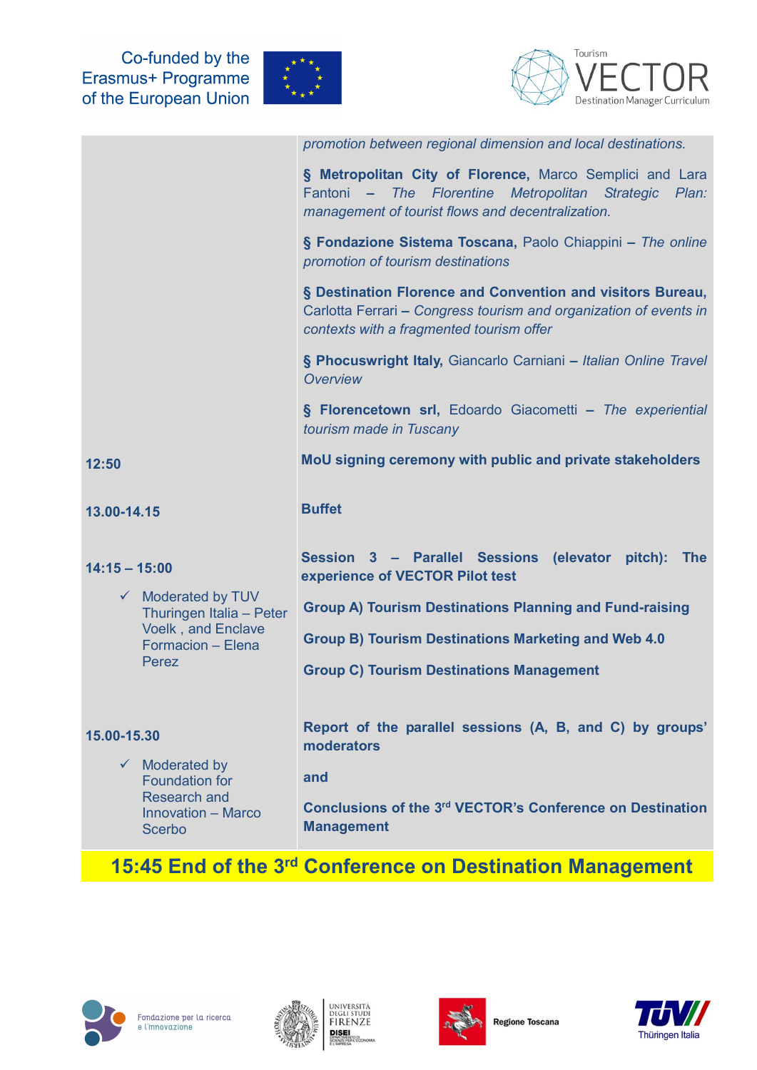Co-funded by the Erasmus+ Programme of the European Union

Tourism VECTOR Destination Manager Curriculum

| | |
|---|---|
| | *promotion between regional dimension and local destinations.*<br><br>§ **Metropolitan City of Florence,** Marco Semplici and Lara Fantoni – *The Florentine Metropolitan Strategic Plan: management of tourist flows and decentralization.*<br><br>§ **Fondazione Sistema Toscana,** Paolo Chiappini – *The online promotion of tourism destinations*<br><br>§ **Destination Florence and Convention and visitors Bureau,** Carlotta Ferrari – *Congress tourism and organization of events in contexts with a fragmented tourism offer*<br><br>§ **Phocuswright Italy,** Giancarlo Carniani – *Italian Online Travel Overview*<br><br>§ **Florencetown srl,** Edoardo Giacometti – *The experiential tourism made in Tuscany* |
| **12:50** | **MoU signing ceremony with public and private stakeholders** |
| **13.00-14.15** | **Buffet** |
| **14:15 – 15:00**<br><br>✓ Moderated by TUV Thuringen Italia – Peter Voelk , and Enclave Formacion – Elena Perez | **Session 3 – Parallel Sessions (elevator pitch): The experience of VECTOR Pilot test**<br><br>**Group A) Tourism Destinations Planning and Fund-raising**<br><br>**Group B) Tourism Destinations Marketing and Web 4.0**<br><br>**Group C) Tourism Destinations Management** |
| **15.00-15.30**<br><br>✓ Moderated by Foundation for Research and Innovation – Marco Scerbo | **Report of the parallel sessions (A, B, and C) by groups' moderators**<br><br>**and**<br><br>**Conclusions of the 3rd VECTOR's Conference on Destination Management** |

**15:45 End of the 3rd Conference on Destination Management**

Fondazione per la ricerca e l'innovazione | Università degli Studi Firenze DISEI | Regione Toscana | TÜV Thüringen Italia